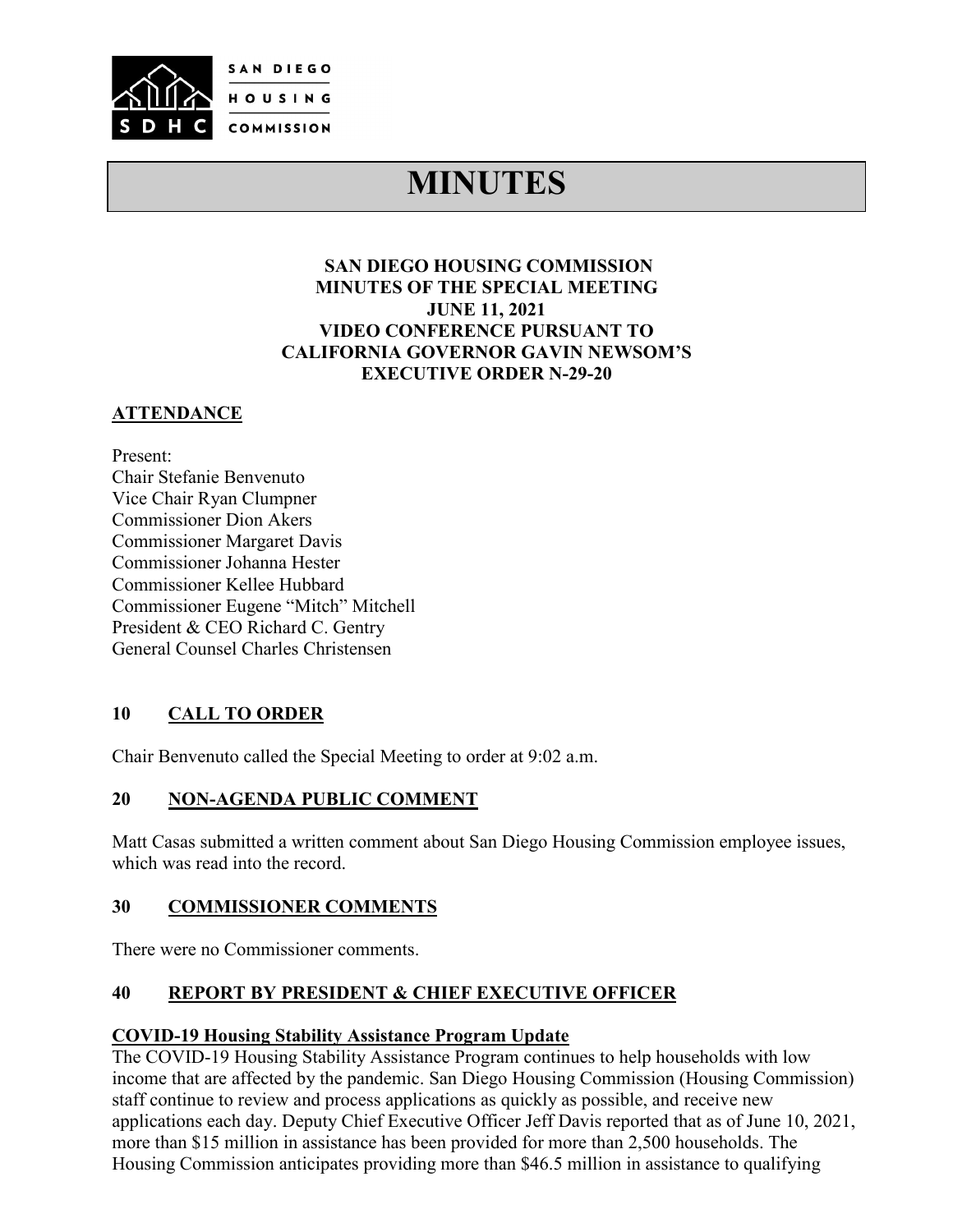SAN DIEGO HOUSING COMMISSION

SDHC

# MINUTES

**SAN DIEGO HOUSING COMMISSION**
**MINUTES OF THE SPECIAL MEETING**
**JUNE 11, 2021**
**VIDEO CONFERENCE PURSUANT TO**
**CALIFORNIA GOVERNOR GAVIN NEWSOM'S**
**EXECUTIVE ORDER N-29-20**

## ATTENDANCE

Present:
Chair Stefanie Benvenuto
Vice Chair Ryan Clumpner
Commissioner Dion Akers
Commissioner Margaret Davis
Commissioner Johanna Hester
Commissioner Kellee Hubbard
Commissioner Eugene "Mitch" Mitchell
President & CEO Richard C. Gentry
General Counsel Charles Christensen

## 10 CALL TO ORDER

Chair Benvenuto called the Special Meeting to order at 9:02 a.m.

## 20 NON-AGENDA PUBLIC COMMENT

Matt Casas submitted a written comment about San Diego Housing Commission employee issues, which was read into the record.

## 30 COMMISSIONER COMMENTS

There were no Commissioner comments.

## 40 REPORT BY PRESIDENT & CHIEF EXECUTIVE OFFICER

### COVID-19 Housing Stability Assistance Program Update

The COVID-19 Housing Stability Assistance Program continues to help households with low income that are affected by the pandemic. San Diego Housing Commission (Housing Commission) staff continue to review and process applications as quickly as possible, and receive new applications each day. Deputy Chief Executive Officer Jeff Davis reported that as of June 10, 2021, more than $15 million in assistance has been provided for more than 2,500 households. The Housing Commission anticipates providing more than $46.5 million in assistance to qualifying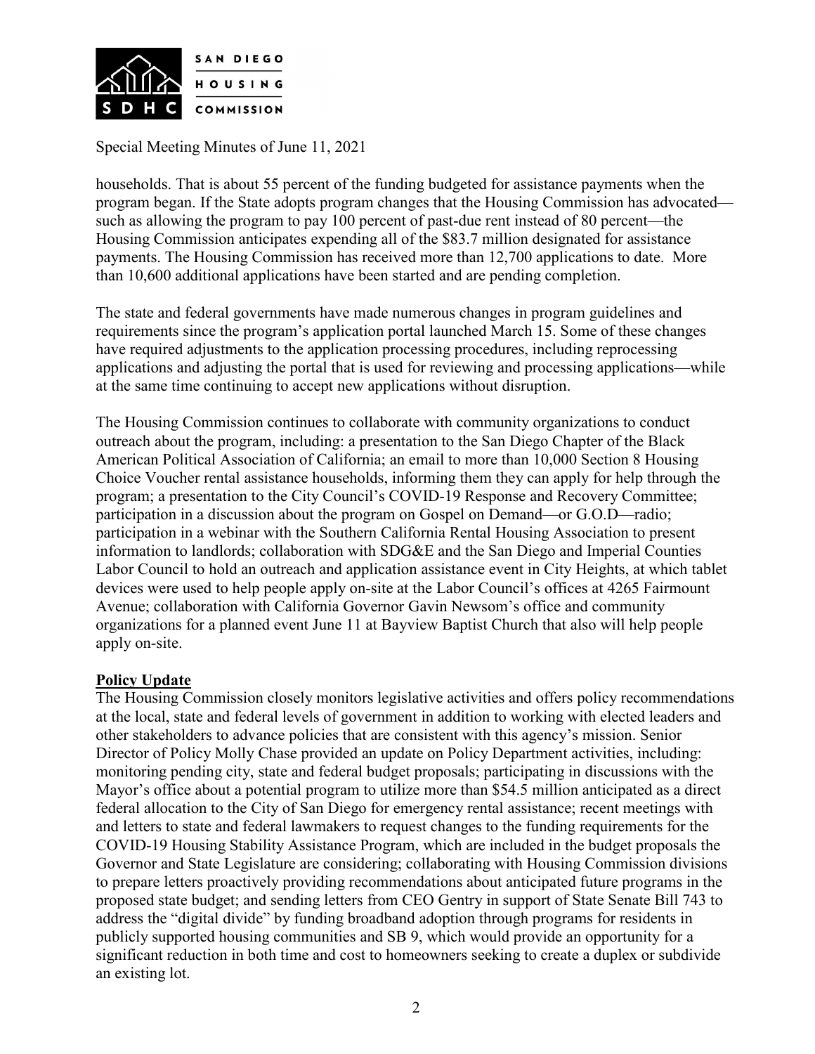households. That is about 55 percent of the funding budgeted for assistance payments when the program began. If the State adopts program changes that the Housing Commission has advocated—such as allowing the program to pay 100 percent of past-due rent instead of 80 percent—the Housing Commission anticipates expending all of the $83.7 million designated for assistance payments. The Housing Commission has received more than 12,700 applications to date. More than 10,600 additional applications have been started and are pending completion.

The state and federal governments have made numerous changes in program guidelines and requirements since the program's application portal launched March 15. Some of these changes have required adjustments to the application processing procedures, including reprocessing applications and adjusting the portal that is used for reviewing and processing applications—while at the same time continuing to accept new applications without disruption.

The Housing Commission continues to collaborate with community organizations to conduct outreach about the program, including: a presentation to the San Diego Chapter of the Black American Political Association of California; an email to more than 10,000 Section 8 Housing Choice Voucher rental assistance households, informing them they can apply for help through the program; a presentation to the City Council's COVID-19 Response and Recovery Committee; participation in a discussion about the program on Gospel on Demand—or G.O.D—radio; participation in a webinar with the Southern California Rental Housing Association to present information to landlords; collaboration with SDG&E and the San Diego and Imperial Counties Labor Council to hold an outreach and application assistance event in City Heights, at which tablet devices were used to help people apply on-site at the Labor Council's offices at 4265 Fairmount Avenue; collaboration with California Governor Gavin Newsom's office and community organizations for a planned event June 11 at Bayview Baptist Church that also will help people apply on-site.

**Policy Update**

The Housing Commission closely monitors legislative activities and offers policy recommendations at the local, state and federal levels of government in addition to working with elected leaders and other stakeholders to advance policies that are consistent with this agency's mission. Senior Director of Policy Molly Chase provided an update on Policy Department activities, including: monitoring pending city, state and federal budget proposals; participating in discussions with the Mayor's office about a potential program to utilize more than $54.5 million anticipated as a direct federal allocation to the City of San Diego for emergency rental assistance; recent meetings with and letters to state and federal lawmakers to request changes to the funding requirements for the COVID-19 Housing Stability Assistance Program, which are included in the budget proposals the Governor and State Legislature are considering; collaborating with Housing Commission divisions to prepare letters proactively providing recommendations about anticipated future programs in the proposed state budget; and sending letters from CEO Gentry in support of State Senate Bill 743 to address the "digital divide" by funding broadband adoption through programs for residents in publicly supported housing communities and SB 9, which would provide an opportunity for a significant reduction in both time and cost to homeowners seeking to create a duplex or subdivide an existing lot.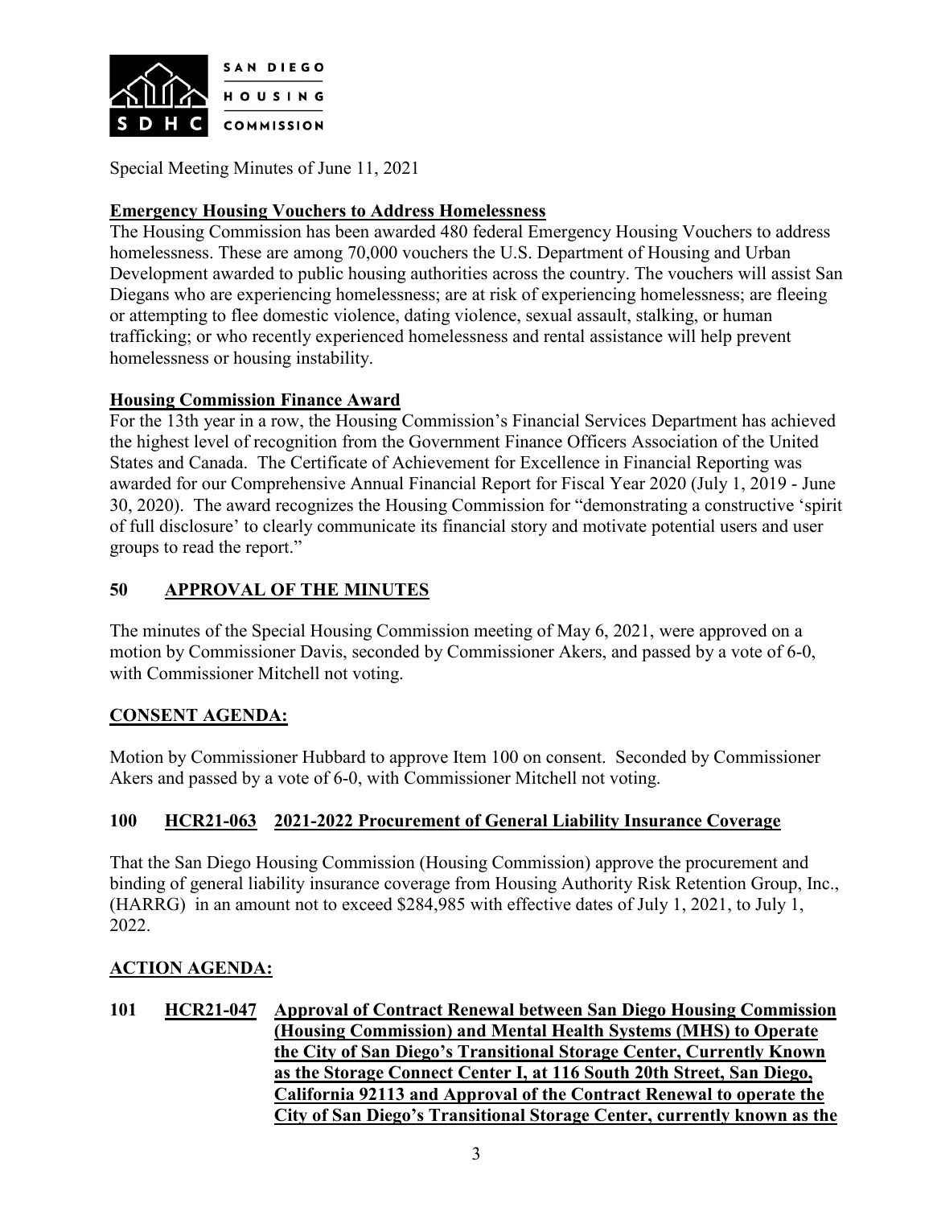SAN DIEGO HOUSING COMMISSION

Special Meeting Minutes of June 11, 2021

**Emergency Housing Vouchers to Address Homelessness**

The Housing Commission has been awarded 480 federal Emergency Housing Vouchers to address homelessness. These are among 70,000 vouchers the U.S. Department of Housing and Urban Development awarded to public housing authorities across the country. The vouchers will assist San Diegans who are experiencing homelessness; are at risk of experiencing homelessness; are fleeing or attempting to flee domestic violence, dating violence, sexual assault, stalking, or human trafficking; or who recently experienced homelessness and rental assistance will help prevent homelessness or housing instability.

**Housing Commission Finance Award**

For the 13th year in a row, the Housing Commission's Financial Services Department has achieved the highest level of recognition from the Government Finance Officers Association of the United States and Canada. The Certificate of Achievement for Excellence in Financial Reporting was awarded for our Comprehensive Annual Financial Report for Fiscal Year 2020 (July 1, 2019 - June 30, 2020). The award recognizes the Housing Commission for "demonstrating a constructive 'spirit of full disclosure' to clearly communicate its financial story and motivate potential users and user groups to read the report."

## 50 APPROVAL OF THE MINUTES

The minutes of the Special Housing Commission meeting of May 6, 2021, were approved on a motion by Commissioner Davis, seconded by Commissioner Akers, and passed by a vote of 6-0, with Commissioner Mitchell not voting.

## CONSENT AGENDA:

Motion by Commissioner Hubbard to approve Item 100 on consent. Seconded by Commissioner Akers and passed by a vote of 6-0, with Commissioner Mitchell not voting.

## 100 HCR21-063 2021-2022 Procurement of General Liability Insurance Coverage

That the San Diego Housing Commission (Housing Commission) approve the procurement and binding of general liability insurance coverage from Housing Authority Risk Retention Group, Inc., (HARRG) in an amount not to exceed $284,985 with effective dates of July 1, 2021, to July 1, 2022.

## ACTION AGENDA:

## 101 HCR21-047 Approval of Contract Renewal between San Diego Housing Commission (Housing Commission) and Mental Health Systems (MHS) to Operate the City of San Diego's Transitional Storage Center, Currently Known as the Storage Connect Center I, at 116 South 20th Street, San Diego, California 92113 and Approval of the Contract Renewal to operate the City of San Diego's Transitional Storage Center, currently known as the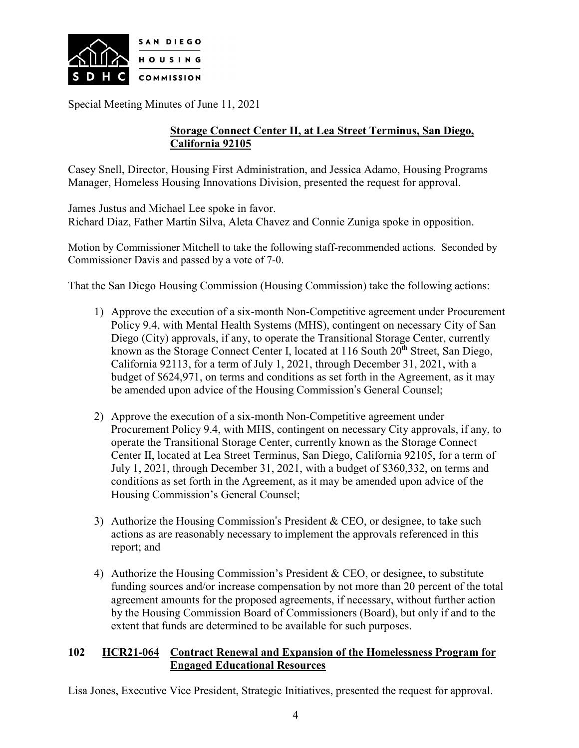Special Meeting Minutes of June 11, 2021

**Storage Connect Center II, at Lea Street Terminus, San Diego, California 92105**

Casey Snell, Director, Housing First Administration, and Jessica Adamo, Housing Programs Manager, Homeless Housing Innovations Division, presented the request for approval.

James Justus and Michael Lee spoke in favor.
Richard Diaz, Father Martin Silva, Aleta Chavez and Connie Zuniga spoke in opposition.

Motion by Commissioner Mitchell to take the following staff-recommended actions. Seconded by Commissioner Davis and passed by a vote of 7-0.

That the San Diego Housing Commission (Housing Commission) take the following actions:

1) Approve the execution of a six-month Non-Competitive agreement under Procurement Policy 9.4, with Mental Health Systems (MHS), contingent on necessary City of San Diego (City) approvals, if any, to operate the Transitional Storage Center, currently known as the Storage Connect Center I, located at 116 South 20th Street, San Diego, California 92113, for a term of July 1, 2021, through December 31, 2021, with a budget of $624,971, on terms and conditions as set forth in the Agreement, as it may be amended upon advice of the Housing Commission's General Counsel;

2) Approve the execution of a six-month Non-Competitive agreement under Procurement Policy 9.4, with MHS, contingent on necessary City approvals, if any, to operate the Transitional Storage Center, currently known as the Storage Connect Center II, located at Lea Street Terminus, San Diego, California 92105, for a term of July 1, 2021, through December 31, 2021, with a budget of $360,332, on terms and conditions as set forth in the Agreement, as it may be amended upon advice of the Housing Commission's General Counsel;

3) Authorize the Housing Commission's President & CEO, or designee, to take such actions as are reasonably necessary to implement the approvals referenced in this report; and

4) Authorize the Housing Commission's President & CEO, or designee, to substitute funding sources and/or increase compensation by not more than 20 percent of the total agreement amounts for the proposed agreements, if necessary, without further action by the Housing Commission Board of Commissioners (Board), but only if and to the extent that funds are determined to be available for such purposes.

**102 HCR21-064 Contract Renewal and Expansion of the Homelessness Program for Engaged Educational Resources**

Lisa Jones, Executive Vice President, Strategic Initiatives, presented the request for approval.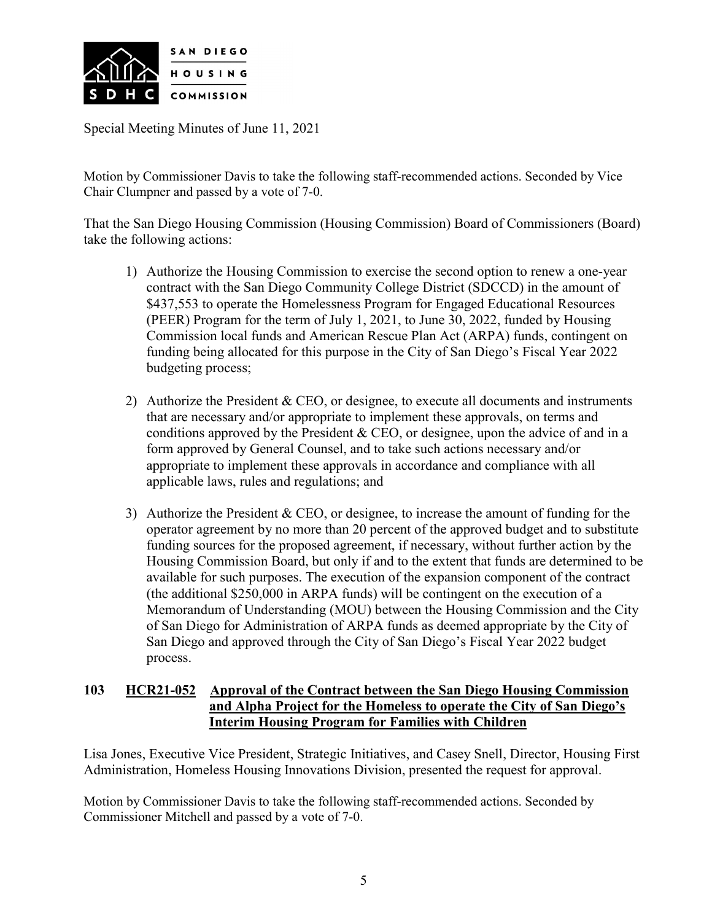Special Meeting Minutes of June 11, 2021

Motion by Commissioner Davis to take the following staff-recommended actions. Seconded by Vice Chair Clumpner and passed by a vote of 7-0.

That the San Diego Housing Commission (Housing Commission) Board of Commissioners (Board) take the following actions:

1) Authorize the Housing Commission to exercise the second option to renew a one-year contract with the San Diego Community College District (SDCCD) in the amount of $437,553 to operate the Homelessness Program for Engaged Educational Resources (PEER) Program for the term of July 1, 2021, to June 30, 2022, funded by Housing Commission local funds and American Rescue Plan Act (ARPA) funds, contingent on funding being allocated for this purpose in the City of San Diego's Fiscal Year 2022 budgeting process;

2) Authorize the President & CEO, or designee, to execute all documents and instruments that are necessary and/or appropriate to implement these approvals, on terms and conditions approved by the President & CEO, or designee, upon the advice of and in a form approved by General Counsel, and to take such actions necessary and/or appropriate to implement these approvals in accordance and compliance with all applicable laws, rules and regulations; and

3) Authorize the President & CEO, or designee, to increase the amount of funding for the operator agreement by no more than 20 percent of the approved budget and to substitute funding sources for the proposed agreement, if necessary, without further action by the Housing Commission Board, but only if and to the extent that funds are determined to be available for such purposes. The execution of the expansion component of the contract (the additional $250,000 in ARPA funds) will be contingent on the execution of a Memorandum of Understanding (MOU) between the Housing Commission and the City of San Diego for Administration of ARPA funds as deemed appropriate by the City of San Diego and approved through the City of San Diego's Fiscal Year 2022 budget process.

**103 HCR21-052 Approval of the Contract between the San Diego Housing Commission and Alpha Project for the Homeless to operate the City of San Diego's Interim Housing Program for Families with Children**

Lisa Jones, Executive Vice President, Strategic Initiatives, and Casey Snell, Director, Housing First Administration, Homeless Housing Innovations Division, presented the request for approval.

Motion by Commissioner Davis to take the following staff-recommended actions. Seconded by Commissioner Mitchell and passed by a vote of 7-0.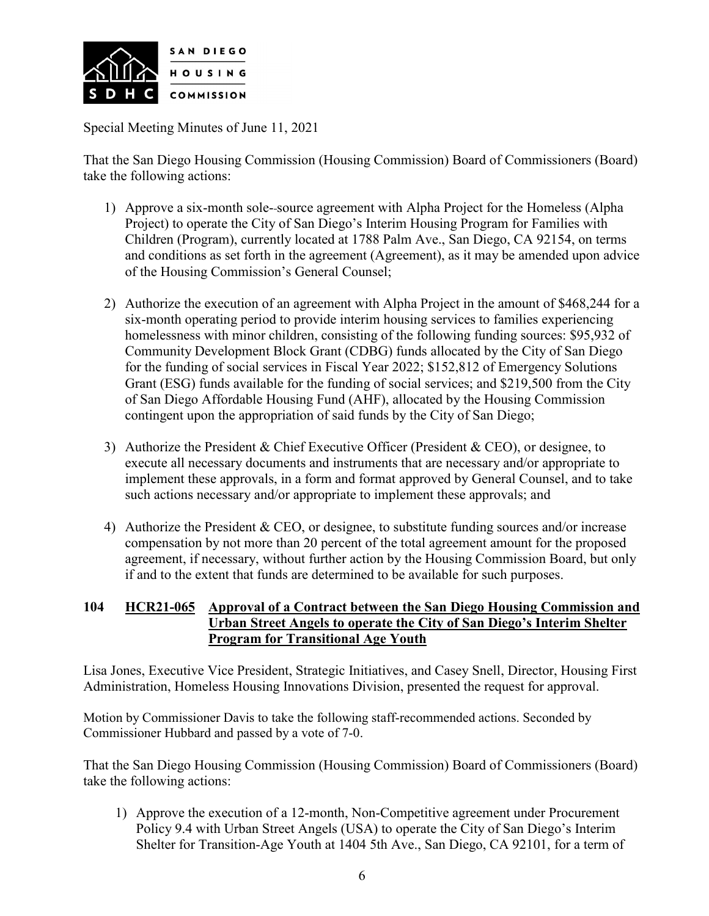Special Meeting Minutes of June 11, 2021

That the San Diego Housing Commission (Housing Commission) Board of Commissioners (Board) take the following actions:

1) Approve a six-month sole-‐source agreement with Alpha Project for the Homeless (Alpha Project) to operate the City of San Diego's Interim Housing Program for Families with Children (Program), currently located at 1788 Palm Ave., San Diego, CA 92154, on terms and conditions as set forth in the agreement (Agreement), as it may be amended upon advice of the Housing Commission's General Counsel;

2) Authorize the execution of an agreement with Alpha Project in the amount of $468,244 for a six-month operating period to provide interim housing services to families experiencing homelessness with minor children, consisting of the following funding sources: $95,932 of Community Development Block Grant (CDBG) funds allocated by the City of San Diego for the funding of social services in Fiscal Year 2022; $152,812 of Emergency Solutions Grant (ESG) funds available for the funding of social services; and $219,500 from the City of San Diego Affordable Housing Fund (AHF), allocated by the Housing Commission contingent upon the appropriation of said funds by the City of San Diego;

3) Authorize the President & Chief Executive Officer (President & CEO), or designee, to execute all necessary documents and instruments that are necessary and/or appropriate to implement these approvals, in a form and format approved by General Counsel, and to take such actions necessary and/or appropriate to implement these approvals; and

4) Authorize the President & CEO, or designee, to substitute funding sources and/or increase compensation by not more than 20 percent of the total agreement amount for the proposed agreement, if necessary, without further action by the Housing Commission Board, but only if and to the extent that funds are determined to be available for such purposes.

**104 HCR21-065 Approval of a Contract between the San Diego Housing Commission and Urban Street Angels to operate the City of San Diego's Interim Shelter Program for Transitional Age Youth**

Lisa Jones, Executive Vice President, Strategic Initiatives, and Casey Snell, Director, Housing First Administration, Homeless Housing Innovations Division, presented the request for approval.

Motion by Commissioner Davis to take the following staff-recommended actions. Seconded by Commissioner Hubbard and passed by a vote of 7-0.

That the San Diego Housing Commission (Housing Commission) Board of Commissioners (Board) take the following actions:

1) Approve the execution of a 12-month, Non-Competitive agreement under Procurement Policy 9.4 with Urban Street Angels (USA) to operate the City of San Diego's Interim Shelter for Transition-Age Youth at 1404 5th Ave., San Diego, CA 92101, for a term of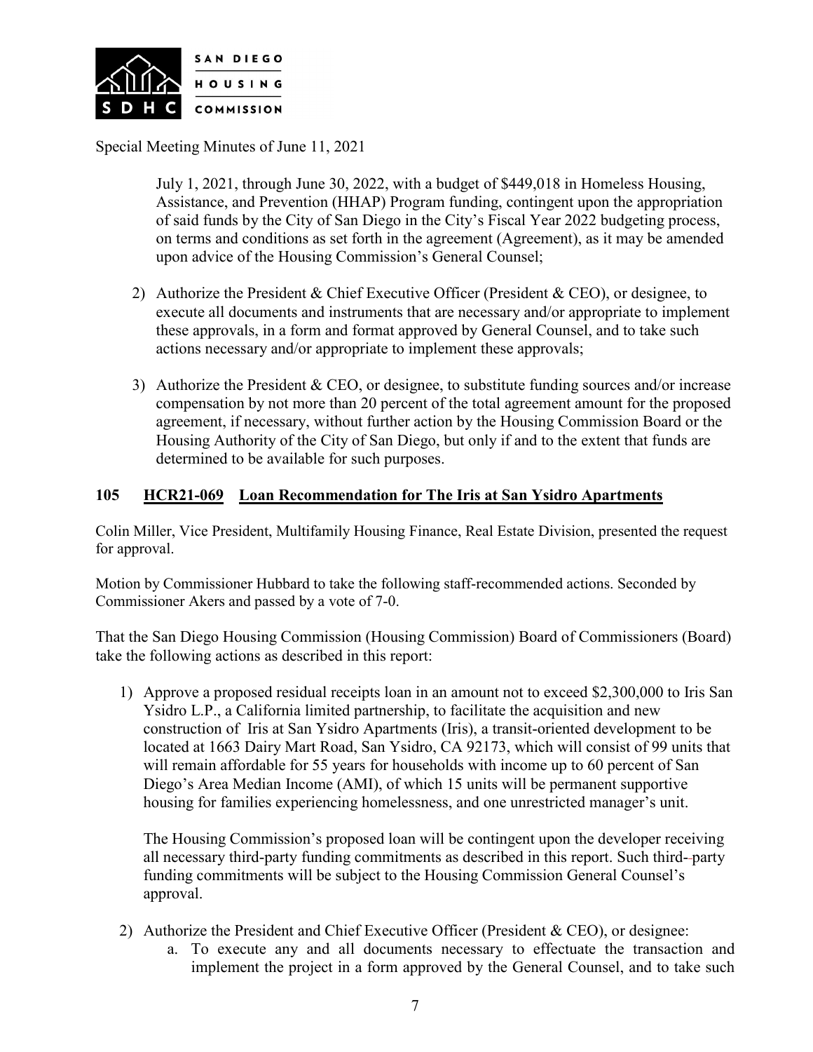July 1, 2021, through June 30, 2022, with a budget of $449,018 in Homeless Housing, Assistance, and Prevention (HHAP) Program funding, contingent upon the appropriation of said funds by the City of San Diego in the City's Fiscal Year 2022 budgeting process, on terms and conditions as set forth in the agreement (Agreement), as it may be amended upon advice of the Housing Commission's General Counsel;

2) Authorize the President & Chief Executive Officer (President & CEO), or designee, to execute all documents and instruments that are necessary and/or appropriate to implement these approvals, in a form and format approved by General Counsel, and to take such actions necessary and/or appropriate to implement these approvals;

3) Authorize the President & CEO, or designee, to substitute funding sources and/or increase compensation by not more than 20 percent of the total agreement amount for the proposed agreement, if necessary, without further action by the Housing Commission Board or the Housing Authority of the City of San Diego, but only if and to the extent that funds are determined to be available for such purposes.

**105 HCR21-069 Loan Recommendation for The Iris at San Ysidro Apartments**

Colin Miller, Vice President, Multifamily Housing Finance, Real Estate Division, presented the request for approval.

Motion by Commissioner Hubbard to take the following staff-recommended actions. Seconded by Commissioner Akers and passed by a vote of 7-0.

That the San Diego Housing Commission (Housing Commission) Board of Commissioners (Board) take the following actions as described in this report:

1) Approve a proposed residual receipts loan in an amount not to exceed $2,300,000 to Iris San Ysidro L.P., a California limited partnership, to facilitate the acquisition and new construction of Iris at San Ysidro Apartments (Iris), a transit-oriented development to be located at 1663 Dairy Mart Road, San Ysidro, CA 92173, which will consist of 99 units that will remain affordable for 55 years for households with income up to 60 percent of San Diego's Area Median Income (AMI), of which 15 units will be permanent supportive housing for families experiencing homelessness, and one unrestricted manager's unit.

   The Housing Commission's proposed loan will be contingent upon the developer receiving all necessary third-party funding commitments as described in this report. Such third-party funding commitments will be subject to the Housing Commission General Counsel's approval.

2) Authorize the President and Chief Executive Officer (President & CEO), or designee:
   a. To execute any and all documents necessary to effectuate the transaction and implement the project in a form approved by the General Counsel, and to take such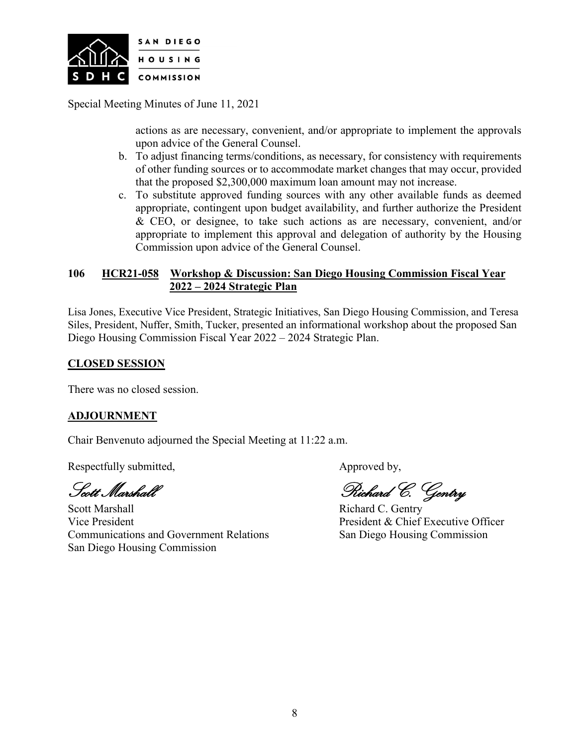actions as are necessary, convenient, and/or appropriate to implement the approvals upon advice of the General Counsel.

b. To adjust financing terms/conditions, as necessary, for consistency with requirements of other funding sources or to accommodate market changes that may occur, provided that the proposed $2,300,000 maximum loan amount may not increase.

c. To substitute approved funding sources with any other available funds as deemed appropriate, contingent upon budget availability, and further authorize the President & CEO, or designee, to take such actions as are necessary, convenient, and/or appropriate to implement this approval and delegation of authority by the Housing Commission upon advice of the General Counsel.

**106 <u>HCR21-058</u> <u>Workshop & Discussion: San Diego Housing Commission Fiscal Year 2022 – 2024 Strategic Plan</u>**

Lisa Jones, Executive Vice President, Strategic Initiatives, San Diego Housing Commission, and Teresa Siles, President, Nuffer, Smith, Tucker, presented an informational workshop about the proposed San Diego Housing Commission Fiscal Year 2022 – 2024 Strategic Plan.

## CLOSED SESSION

There was no closed session.

## ADJOURNMENT

Chair Benvenuto adjourned the Special Meeting at 11:22 a.m.

Respectfully submitted,

*Scott Marshall*

Scott Marshall
Vice President
Communications and Government Relations
San Diego Housing Commission

Approved by,

*Richard C. Gentry*

Richard C. Gentry
President & Chief Executive Officer
San Diego Housing Commission